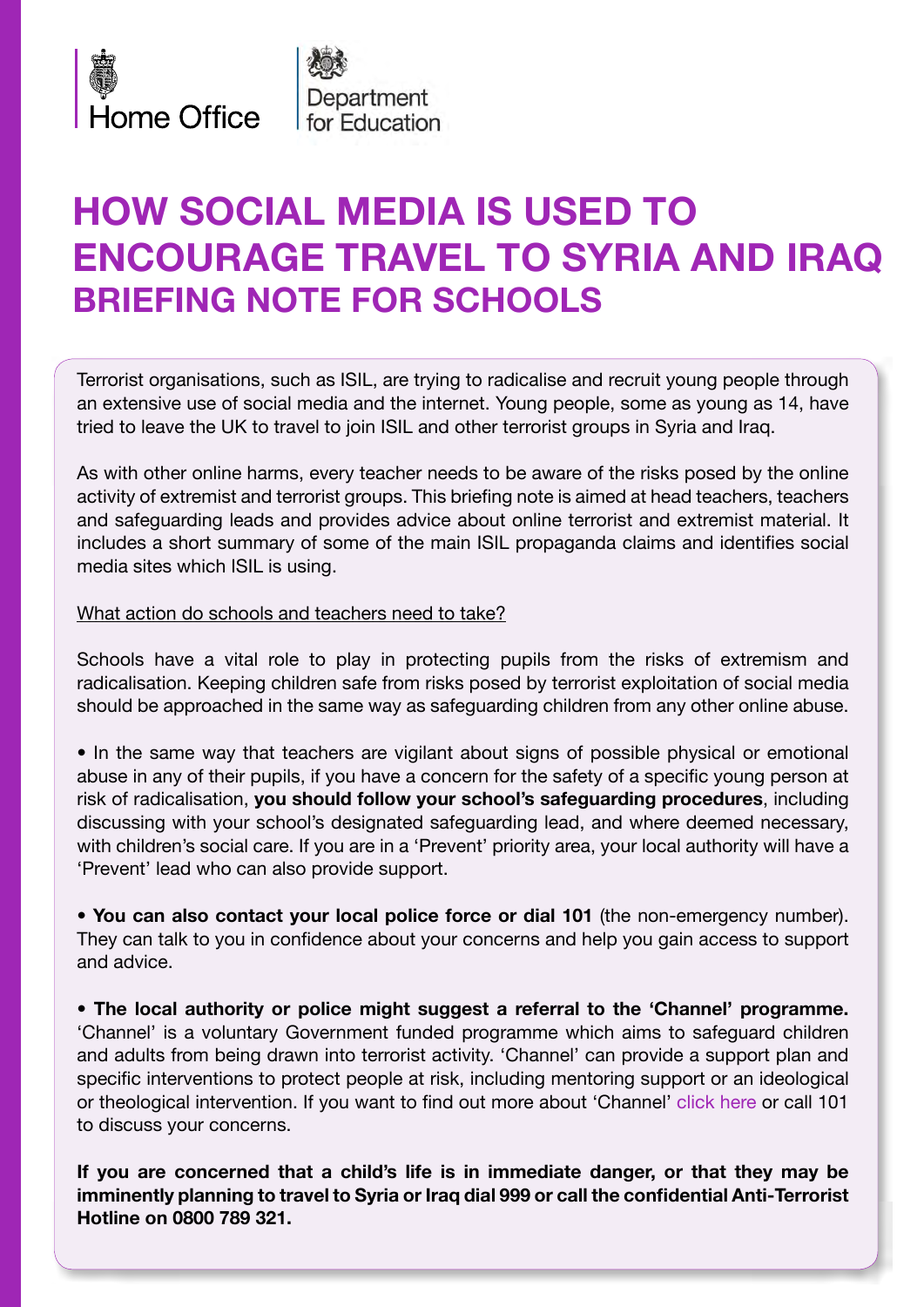Home Office

Department for Education

# HOW SOCIAL MEDIA IS USED TO ENCOURAGE TRAVEL TO SYRIA AND IRAQ

## BRIEFING NOTE FOR SCHOOLS

Terrorist organisations, such as ISIL, are trying to radicalise and recruit young people through an extensive use of social media and the internet. Young people, some as young as 14, have tried to leave the UK to travel to join ISIL and other terrorist groups in Syria and Iraq.

As with other online harms, every teacher needs to be aware of the risks posed by the online activity of extremist and terrorist groups. This briefing note is aimed at head teachers, teachers and safeguarding leads and provides advice about online terrorist and extremist material. It includes a short summary of some of the main ISIL propaganda claims and identifies social media sites which ISIL is using.

<u>What action do schools and teachers need to take?</u>

Schools have a vital role to play in protecting pupils from the risks of extremism and radicalisation. Keeping children safe from risks posed by terrorist exploitation of social media should be approached in the same way as safeguarding children from any other online abuse.

- In the same way that teachers are vigilant about signs of possible physical or emotional abuse in any of their pupils, if you have a concern for the safety of a specific young person at risk of radicalisation, **you should follow your school's safeguarding procedures**, including discussing with your school's designated safeguarding lead, and where deemed necessary, with children's social care. If you are in a 'Prevent' priority area, your local authority will have a 'Prevent' lead who can also provide support.

- **You can also contact your local police force or dial 101** (the non-emergency number). They can talk to you in confidence about your concerns and help you gain access to support and advice.

- **The local authority or police might suggest a referral to the 'Channel' programme.** 'Channel' is a voluntary Government funded programme which aims to safeguard children and adults from being drawn into terrorist activity. 'Channel' can provide a support plan and specific interventions to protect people at risk, including mentoring support or an ideological or theological intervention. If you want to find out more about 'Channel' click here or call 101 to discuss your concerns.

**If you are concerned that a child's life is in immediate danger, or that they may be imminently planning to travel to Syria or Iraq dial 999 or call the confidential Anti-Terrorist Hotline on 0800 789 321.**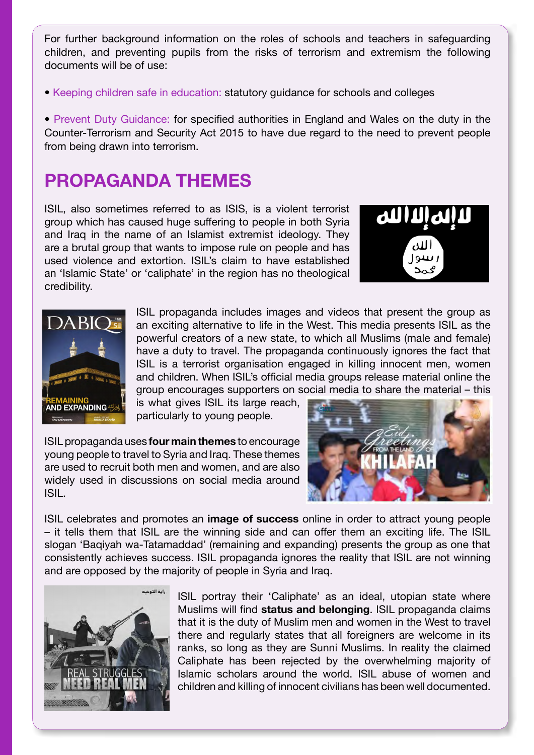For further background information on the roles of schools and teachers in safeguarding children, and preventing pupils from the risks of terrorism and extremism the following documents will be of use:

- Keeping children safe in education: statutory guidance for schools and colleges

- Prevent Duty Guidance: for specified authorities in England and Wales on the duty in the Counter-Terrorism and Security Act 2015 to have due regard to the need to prevent people from being drawn into terrorism.

## PROPAGANDA THEMES

ISIL, also sometimes referred to as ISIS, is a violent terrorist group which has caused huge suffering to people in both Syria and Iraq in the name of an Islamist extremist ideology. They are a brutal group that wants to impose rule on people and has used violence and extortion. ISIL's claim to have established an 'Islamic State' or 'caliphate' in the region has no theological credibility.

ISIL propaganda includes images and videos that present the group as an exciting alternative to life in the West. This media presents ISIL as the powerful creators of a new state, to which all Muslims (male and female) have a duty to travel. The propaganda continuously ignores the fact that ISIL is a terrorist organisation engaged in killing innocent men, women and children. When ISIL's official media groups release material online the group encourages supporters on social media to share the material – this is what gives ISIL its large reach, particularly to young people.

ISIL propaganda uses **four main themes** to encourage young people to travel to Syria and Iraq. These themes are used to recruit both men and women, and are also widely used in discussions on social media around ISIL.

ISIL celebrates and promotes an **image of success** online in order to attract young people – it tells them that ISIL are the winning side and can offer them an exciting life. The ISIL slogan 'Baqiyah wa-Tatamaddad' (remaining and expanding) presents the group as one that consistently achieves success. ISIL propaganda ignores the reality that ISIL are not winning and are opposed by the majority of people in Syria and Iraq.

ISIL portray their 'Caliphate' as an ideal, utopian state where Muslims will find **status and belonging**. ISIL propaganda claims that it is the duty of Muslim men and women in the West to travel there and regularly states that all foreigners are welcome in its ranks, so long as they are Sunni Muslims. In reality the claimed Caliphate has been rejected by the overwhelming majority of Islamic scholars around the world. ISIL abuse of women and children and killing of innocent civilians has been well documented.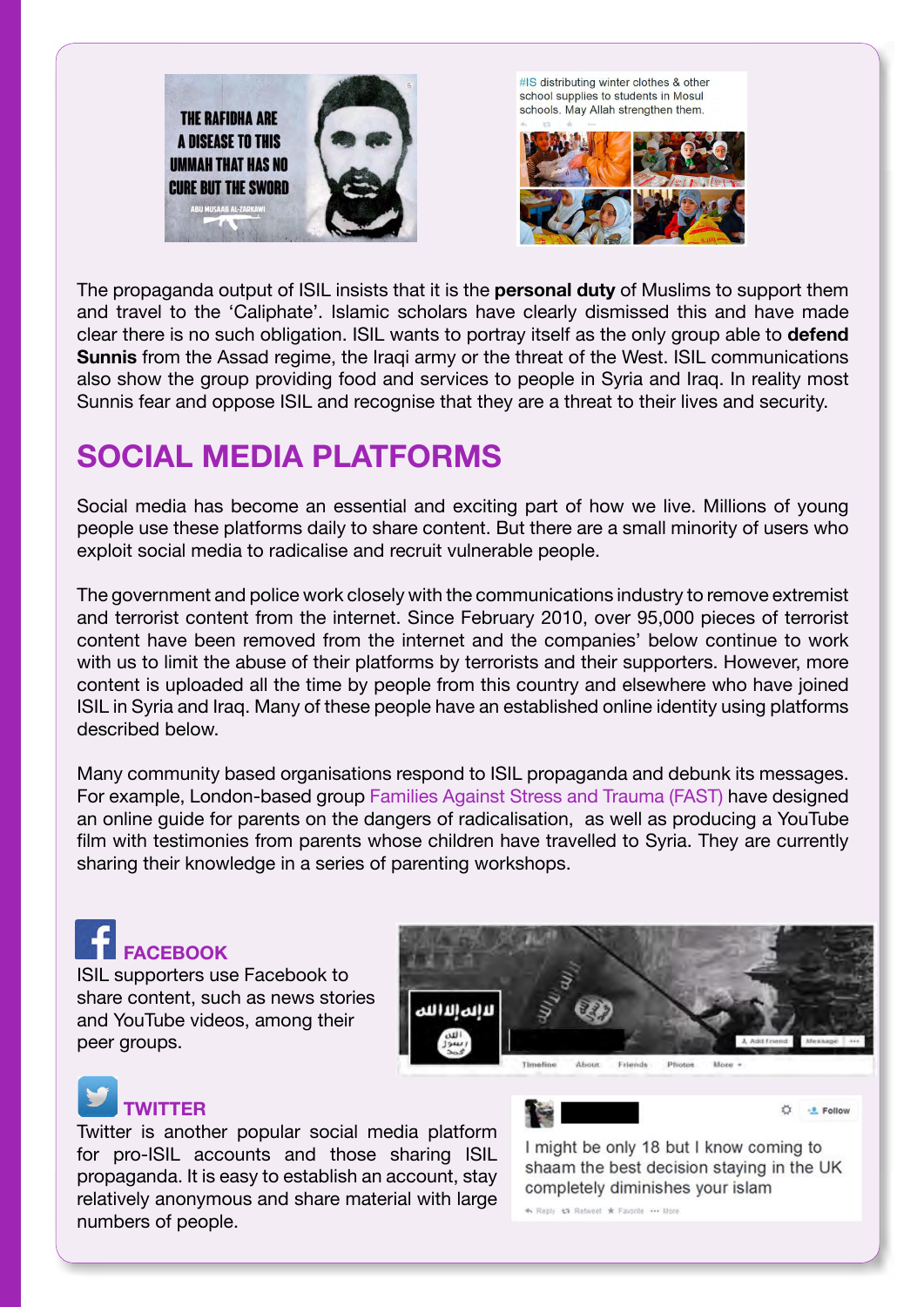The propaganda output of ISIL insists that it is the **personal duty** of Muslims to support them and travel to the 'Caliphate'. Islamic scholars have clearly dismissed this and have made clear there is no such obligation. ISIL wants to portray itself as the only group able to **defend Sunnis** from the Assad regime, the Iraqi army or the threat of the West. ISIL communications also show the group providing food and services to people in Syria and Iraq. In reality most Sunnis fear and oppose ISIL and recognise that they are a threat to their lives and security.

## SOCIAL MEDIA PLATFORMS

Social media has become an essential and exciting part of how we live. Millions of young people use these platforms daily to share content. But there are a small minority of users who exploit social media to radicalise and recruit vulnerable people.

The government and police work closely with the communications industry to remove extremist and terrorist content from the internet. Since February 2010, over 95,000 pieces of terrorist content have been removed from the internet and the companies' below continue to work with us to limit the abuse of their platforms by terrorists and their supporters. However, more content is uploaded all the time by people from this country and elsewhere who have joined ISIL in Syria and Iraq. Many of these people have an established online identity using platforms described below.

Many community based organisations respond to ISIL propaganda and debunk its messages. For example, London-based group Families Against Stress and Trauma (FAST) have designed an online guide for parents on the dangers of radicalisation, as well as producing a YouTube film with testimonies from parents whose children have travelled to Syria. They are currently sharing their knowledge in a series of parenting workshops.

### FACEBOOK

ISIL supporters use Facebook to share content, such as news stories and YouTube videos, among their peer groups.

### TWITTER

Twitter is another popular social media platform for pro-ISIL accounts and those sharing ISIL propaganda. It is easy to establish an account, stay relatively anonymous and share material with large numbers of people.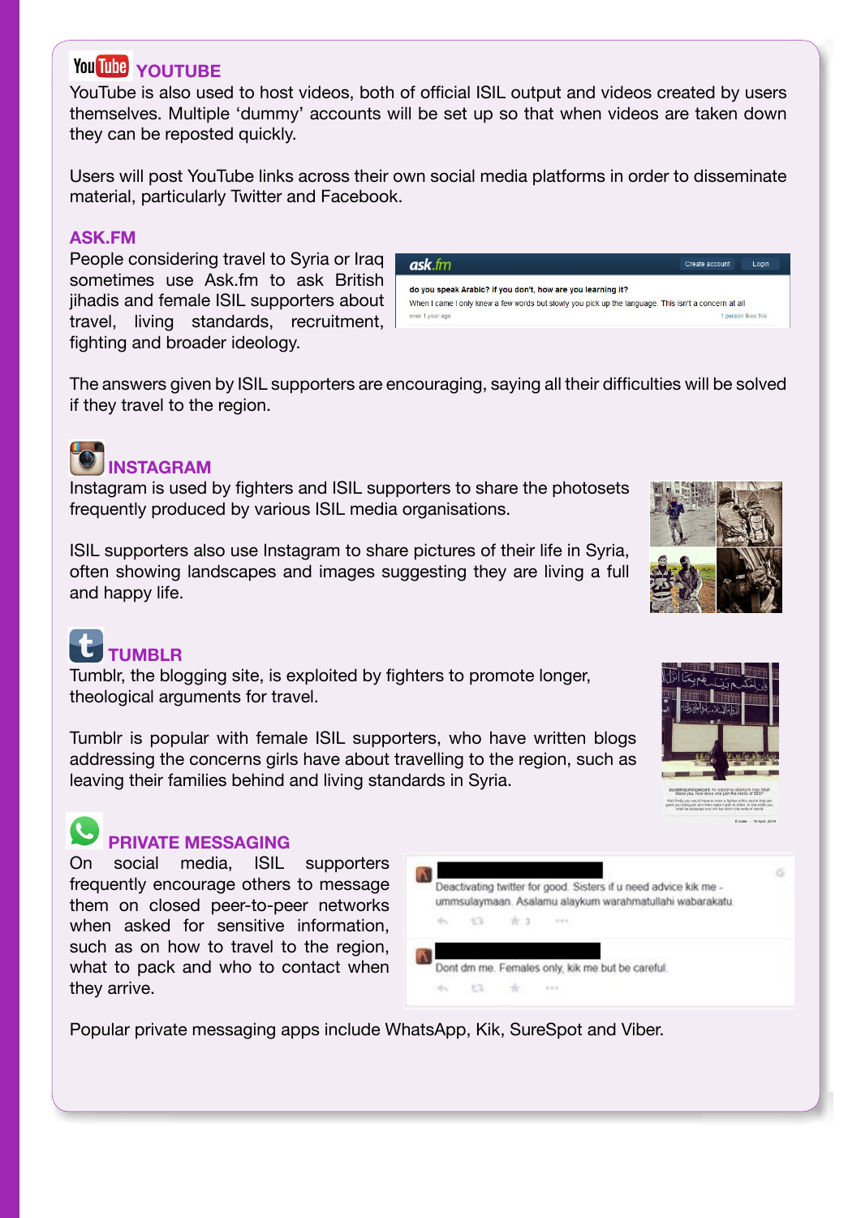## YOUTUBE

YouTube is also used to host videos, both of official ISIL output and videos created by users themselves. Multiple 'dummy' accounts will be set up so that when videos are taken down they can be reposted quickly.

Users will post YouTube links across their own social media platforms in order to disseminate material, particularly Twitter and Facebook.

## ASK.FM

People considering travel to Syria or Iraq sometimes use Ask.fm to ask British jihadis and female ISIL supporters about travel, living standards, recruitment, fighting and broader ideology.

ask.fm — Create account — Login

do you speak Arabic? if you don't, how are you learning it?

When I came I only knew a few words but slowly you pick up the language. This isn't a concern at all

over 1 year ago — 1 person likes this

The answers given by ISIL supporters are encouraging, saying all their difficulties will be solved if they travel to the region.

## INSTAGRAM

Instagram is used by fighters and ISIL supporters to share the photosets frequently produced by various ISIL media organisations.

ISIL supporters also use Instagram to share pictures of their life in Syria, often showing landscapes and images suggesting they are living a full and happy life.

## TUMBLR

Tumblr, the blogging site, is exploited by fighters to promote longer, theological arguments for travel.

Tumblr is popular with female ISIL supporters, who have written blogs addressing the concerns girls have about travelling to the region, such as leaving their families behind and living standards in Syria.

## PRIVATE MESSAGING

On social media, ISIL supporters frequently encourage others to message them on closed peer-to-peer networks when asked for sensitive information, such as on how to travel to the region, what to pack and who to contact when they arrive.

Deactivating twitter for good. Sisters if u need advice kik me - ummsulaymaan. Asalamu alaykum warahmatullahi wabarakatu

Dont dm me. Females only, kik me but be careful.

Popular private messaging apps include WhatsApp, Kik, SureSpot and Viber.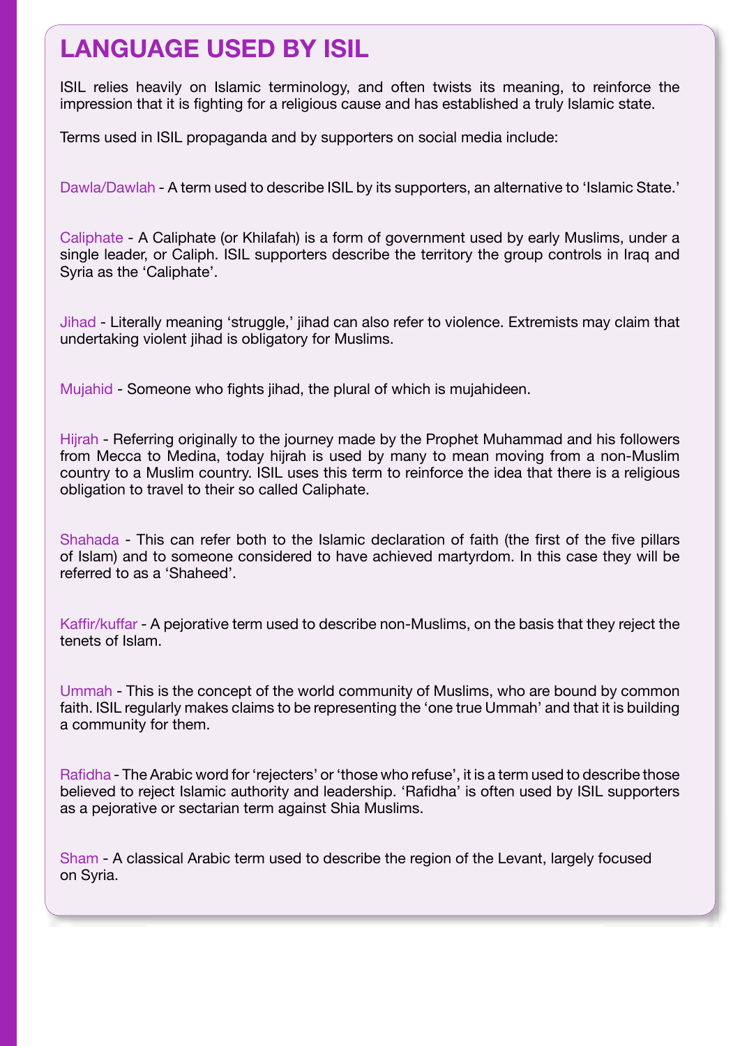# LANGUAGE USED BY ISIL

ISIL relies heavily on Islamic terminology, and often twists its meaning, to reinforce the impression that it is fighting for a religious cause and has established a truly Islamic state.

Terms used in ISIL propaganda and by supporters on social media include:

Dawla/Dawlah - A term used to describe ISIL by its supporters, an alternative to 'Islamic State.'

Caliphate - A Caliphate (or Khilafah) is a form of government used by early Muslims, under a single leader, or Caliph. ISIL supporters describe the territory the group controls in Iraq and Syria as the 'Caliphate'.

Jihad - Literally meaning 'struggle,' jihad can also refer to violence. Extremists may claim that undertaking violent jihad is obligatory for Muslims.

Mujahid - Someone who fights jihad, the plural of which is mujahideen.

Hijrah - Referring originally to the journey made by the Prophet Muhammad and his followers from Mecca to Medina, today hijrah is used by many to mean moving from a non-Muslim country to a Muslim country. ISIL uses this term to reinforce the idea that there is a religious obligation to travel to their so called Caliphate.

Shahada - This can refer both to the Islamic declaration of faith (the first of the five pillars of Islam) and to someone considered to have achieved martyrdom. In this case they will be referred to as a 'Shaheed'.

Kaffir/kuffar - A pejorative term used to describe non-Muslims, on the basis that they reject the tenets of Islam.

Ummah - This is the concept of the world community of Muslims, who are bound by common faith. ISIL regularly makes claims to be representing the 'one true Ummah' and that it is building a community for them.

Rafidha - The Arabic word for 'rejecters' or 'those who refuse', it is a term used to describe those believed to reject Islamic authority and leadership. 'Rafidha' is often used by ISIL supporters as a pejorative or sectarian term against Shia Muslims.

Sham - A classical Arabic term used to describe the region of the Levant, largely focused on Syria.